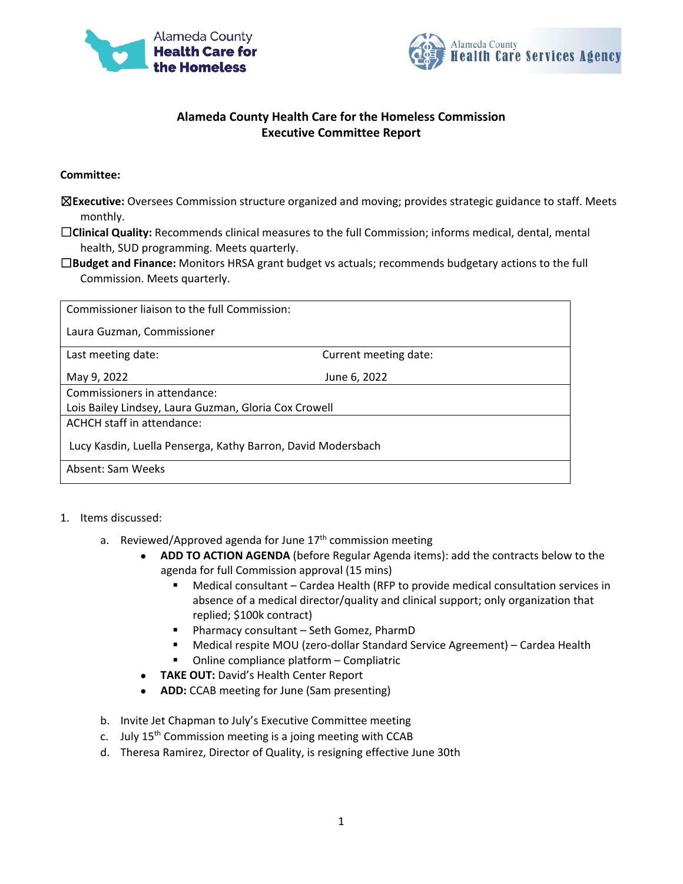**Alameda County Health Care for the Homeless Commission**
**Executive Committee Report**

**Committee:**

☒**Executive:** Oversees Commission structure organized and moving; provides strategic guidance to staff. Meets monthly.

☐**Clinical Quality:** Recommends clinical measures to the full Commission; informs medical, dental, mental health, SUD programming. Meets quarterly.

☐**Budget and Finance:** Monitors HRSA grant budget vs actuals; recommends budgetary actions to the full Commission. Meets quarterly.

| Commissioner liaison to the full Commission:<br><br>Laura Guzman, Commissioner | |
|---|---|
| Last meeting date:<br><br>May 9, 2022 | Current meeting date:<br><br>June 6, 2022 |
| Commissioners in attendance:<br>Lois Bailey Lindsey, Laura Guzman, Gloria Cox Crowell | |
| ACHCH staff in attendance:<br><br>Lucy Kasdin, Luella Penserga, Kathy Barron, David Modersbach | |
| Absent: Sam Weeks | |

1. Items discussed:
   a. Reviewed/Approved agenda for June 17th commission meeting
      - **ADD TO ACTION AGENDA** (before Regular Agenda items): add the contracts below to the agenda for full Commission approval (15 mins)
        - Medical consultant – Cardea Health (RFP to provide medical consultation services in absence of a medical director/quality and clinical support; only organization that replied; $100k contract)
        - Pharmacy consultant – Seth Gomez, PharmD
        - Medical respite MOU (zero-dollar Standard Service Agreement) – Cardea Health
        - Online compliance platform – Compliatric
      - **TAKE OUT:** David's Health Center Report
      - **ADD:** CCAB meeting for June (Sam presenting)

   b. Invite Jet Chapman to July's Executive Committee meeting
   c. July 15th Commission meeting is a joing meeting with CCAB
   d. Theresa Ramirez, Director of Quality, is resigning effective June 30th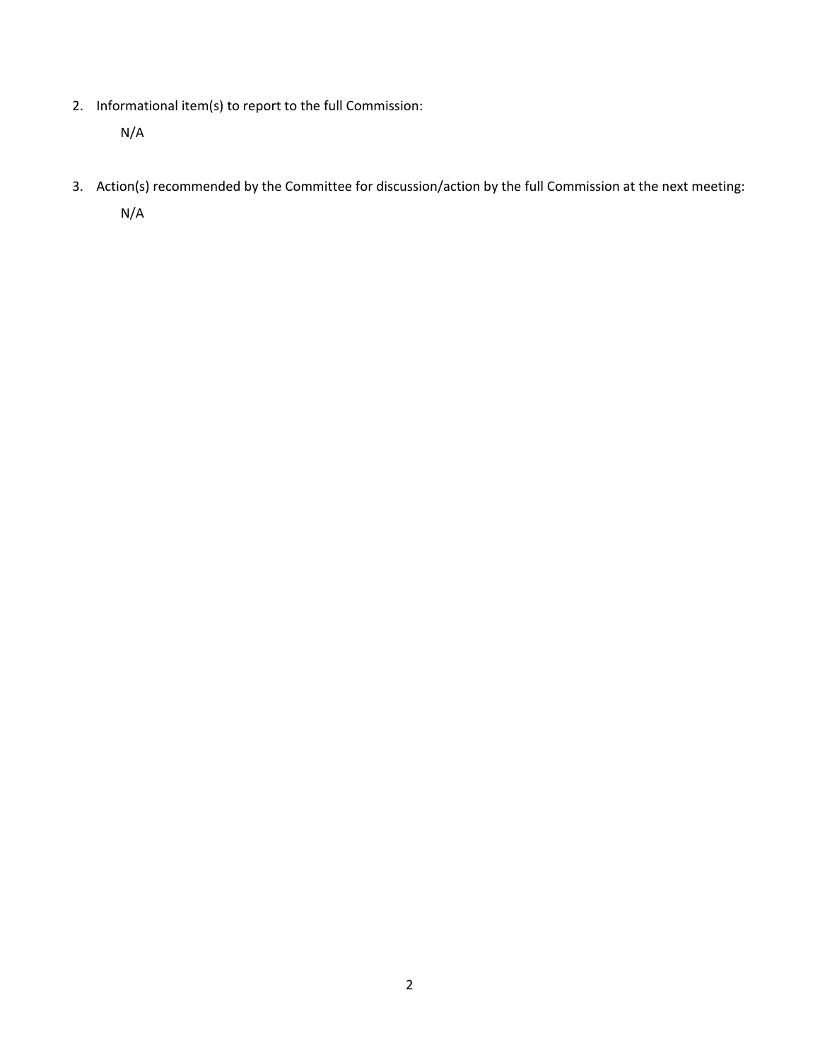2. Informational item(s) to report to the full Commission:

   N/A

3. Action(s) recommended by the Committee for discussion/action by the full Commission at the next meeting:

   N/A